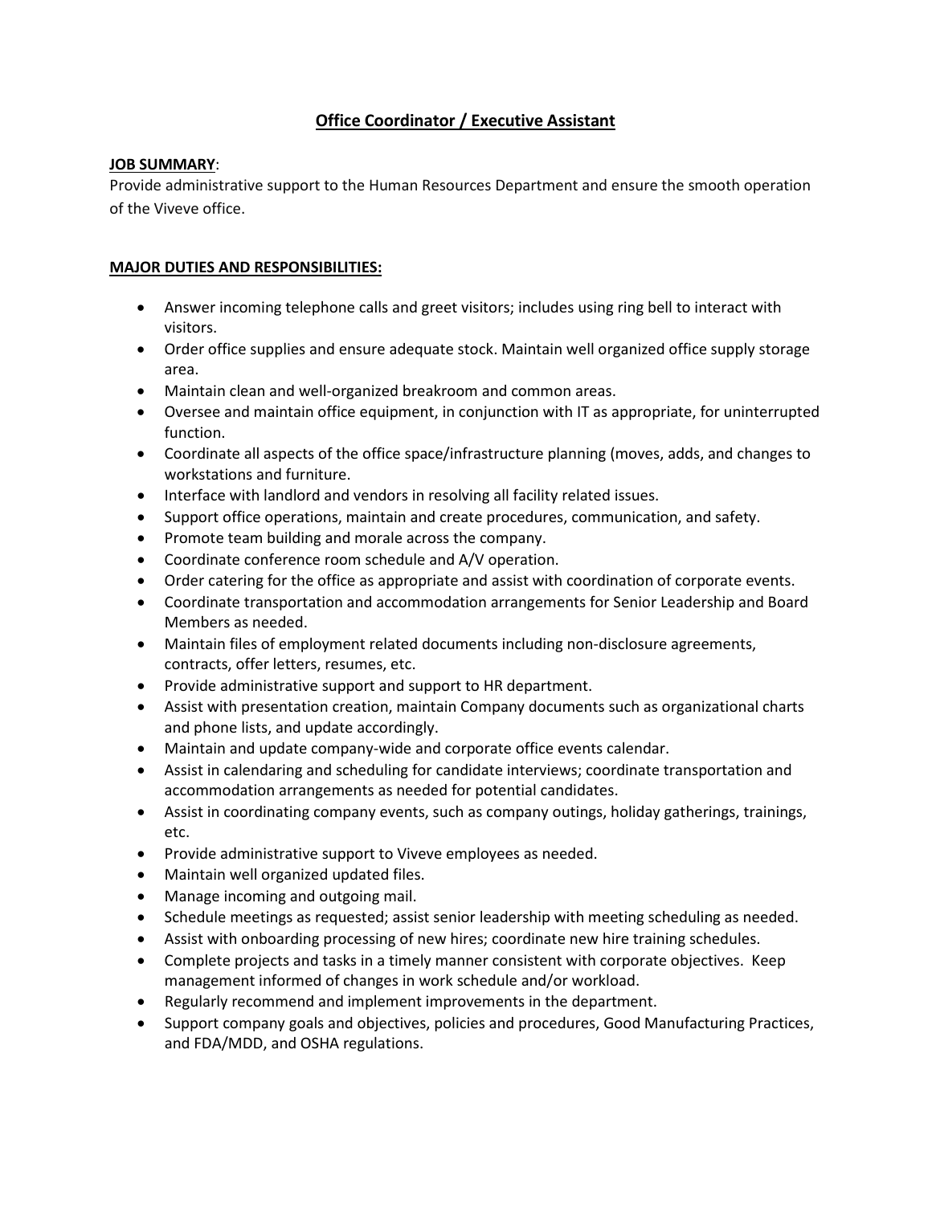# Office Coordinator / Executive Assistant

**JOB SUMMARY**:

Provide administrative support to the Human Resources Department and ensure the smooth operation of the Viveve office.

**MAJOR DUTIES AND RESPONSIBILITIES:**

- Answer incoming telephone calls and greet visitors; includes using ring bell to interact with visitors.
- Order office supplies and ensure adequate stock. Maintain well organized office supply storage area.
- Maintain clean and well-organized breakroom and common areas.
- Oversee and maintain office equipment, in conjunction with IT as appropriate, for uninterrupted function.
- Coordinate all aspects of the office space/infrastructure planning (moves, adds, and changes to workstations and furniture.
- Interface with landlord and vendors in resolving all facility related issues.
- Support office operations, maintain and create procedures, communication, and safety.
- Promote team building and morale across the company.
- Coordinate conference room schedule and A/V operation.
- Order catering for the office as appropriate and assist with coordination of corporate events.
- Coordinate transportation and accommodation arrangements for Senior Leadership and Board Members as needed.
- Maintain files of employment related documents including non-disclosure agreements, contracts, offer letters, resumes, etc.
- Provide administrative support and support to HR department.
- Assist with presentation creation, maintain Company documents such as organizational charts and phone lists, and update accordingly.
- Maintain and update company-wide and corporate office events calendar.
- Assist in calendaring and scheduling for candidate interviews; coordinate transportation and accommodation arrangements as needed for potential candidates.
- Assist in coordinating company events, such as company outings, holiday gatherings, trainings, etc.
- Provide administrative support to Viveve employees as needed.
- Maintain well organized updated files.
- Manage incoming and outgoing mail.
- Schedule meetings as requested; assist senior leadership with meeting scheduling as needed.
- Assist with onboarding processing of new hires; coordinate new hire training schedules.
- Complete projects and tasks in a timely manner consistent with corporate objectives. Keep management informed of changes in work schedule and/or workload.
- Regularly recommend and implement improvements in the department.
- Support company goals and objectives, policies and procedures, Good Manufacturing Practices, and FDA/MDD, and OSHA regulations.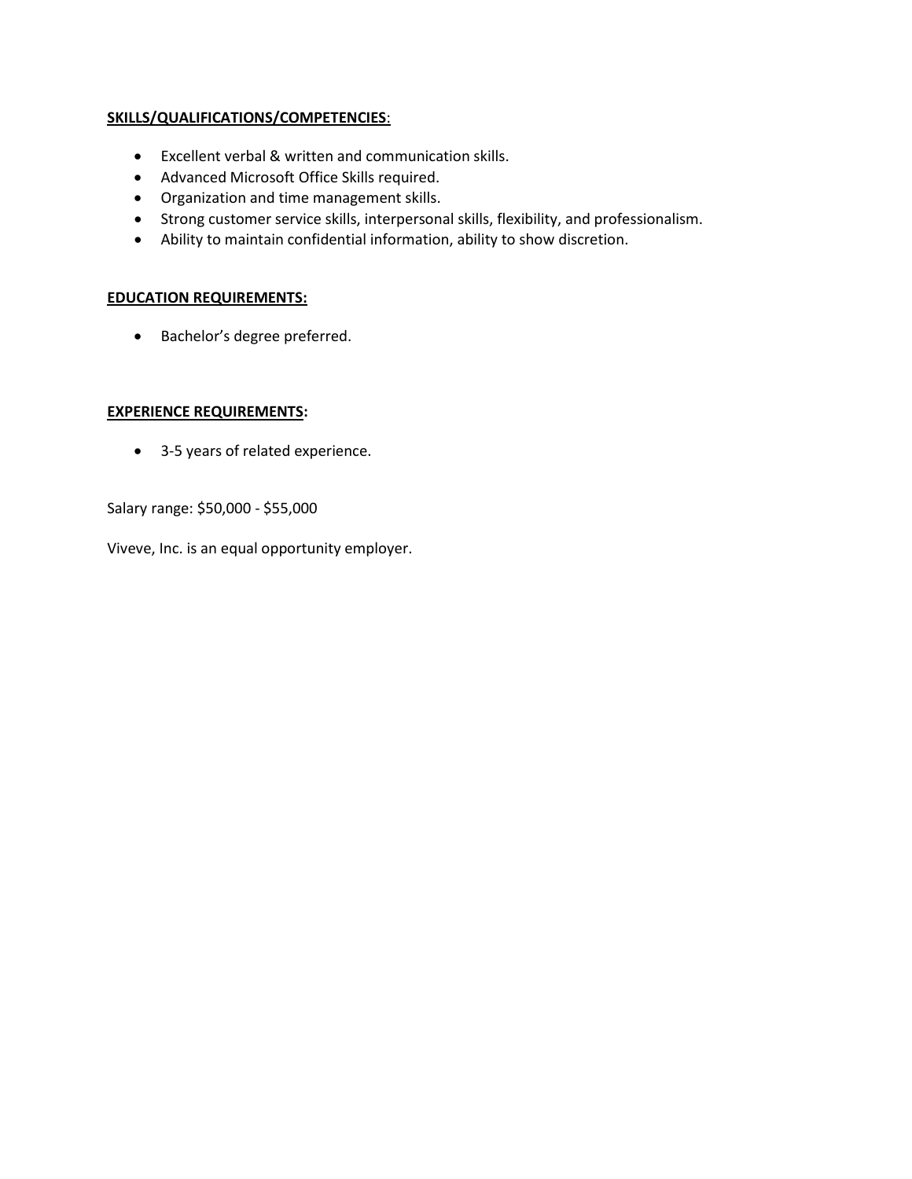**SKILLS/QUALIFICATIONS/COMPETENCIES**:

- Excellent verbal & written and communication skills.
- Advanced Microsoft Office Skills required.
- Organization and time management skills.
- Strong customer service skills, interpersonal skills, flexibility, and professionalism.
- Ability to maintain confidential information, ability to show discretion.

**EDUCATION REQUIREMENTS:**

- Bachelor's degree preferred.

**EXPERIENCE REQUIREMENTS:**

- 3-5 years of related experience.

Salary range: $50,000 - $55,000

Viveve, Inc. is an equal opportunity employer.